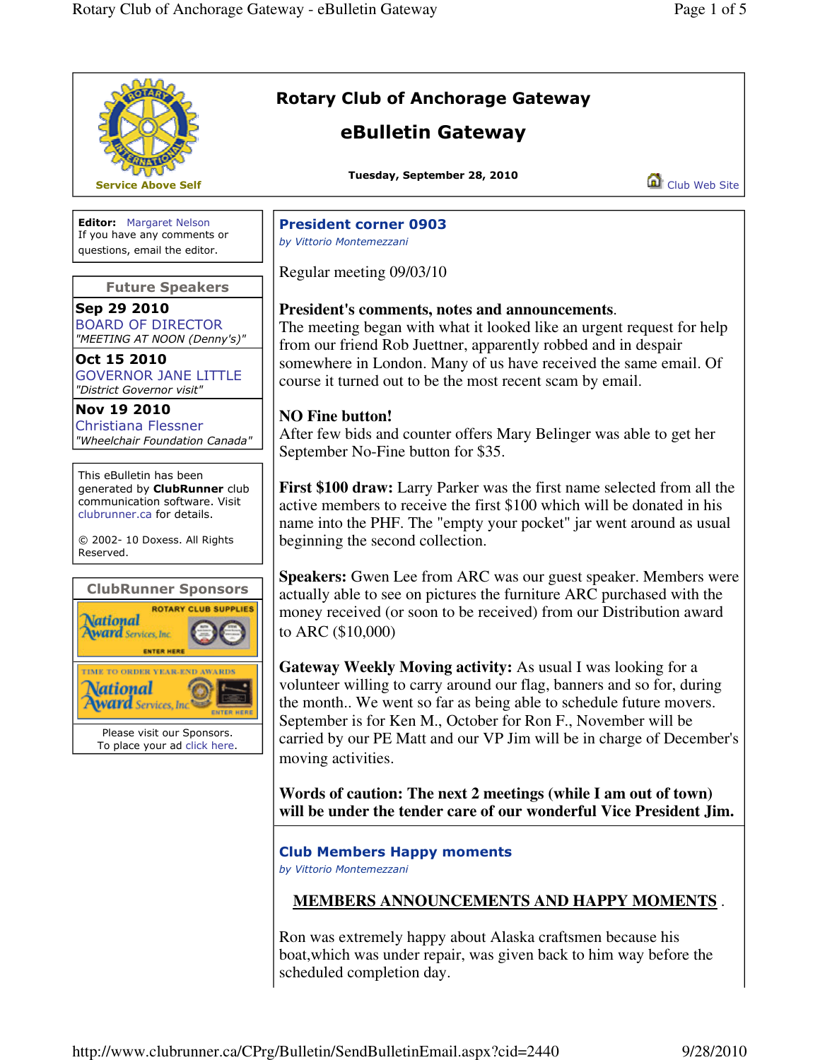# Rotary Club of Anchorage Gateway

## eBulletin Gateway

Service Above Self

**Tuesday, September 28, 2010**

Club Web Site

**Editor:** Margaret Nelson
If you have any comments or questions, email the editor.

### Future Speakers

**Sep 29 2010**
BOARD OF DIRECTOR
*"MEETING AT NOON (Denny's)"*

**Oct 15 2010**
GOVERNOR JANE LITTLE
*"District Governor visit"*

**Nov 19 2010**
Christiana Flessner
*"Wheelchair Foundation Canada"*

This eBulletin has been generated by **ClubRunner** club communication software. Visit clubrunner.ca for details.

© 2002- 10 Doxess. All Rights Reserved.

### ClubRunner Sponsors

Please visit our Sponsors.
To place your ad click here.

## President corner 0903

*by Vittorio Montemezzani*

Regular meeting 09/03/10

**President's comments, notes and announcements**.
The meeting began with what it looked like an urgent request for help from our friend Rob Juettner, apparently robbed and in despair somewhere in London. Many of us have received the same email. Of course it turned out to be the most recent scam by email.

**NO Fine button!**
After few bids and counter offers Mary Belinger was able to get her September No-Fine button for $35.

**First $100 draw:** Larry Parker was the first name selected from all the active members to receive the first $100 which will be donated in his name into the PHF. The "empty your pocket" jar went around as usual beginning the second collection.

**Speakers:** Gwen Lee from ARC was our guest speaker. Members were actually able to see on pictures the furniture ARC purchased with the money received (or soon to be received) from our Distribution award to ARC ($10,000)

**Gateway Weekly Moving activity:** As usual I was looking for a volunteer willing to carry around our flag, banners and so for, during the month.. We went so far as being able to schedule future movers. September is for Ken M., October for Ron F., November will be carried by our PE Matt and our VP Jim will be in charge of December's moving activities.

**Words of caution: The next 2 meetings (while I am out of town) will be under the tender care of our wonderful Vice President Jim.**

## Club Members Happy moments

*by Vittorio Montemezzani*

**MEMBERS ANNOUNCEMENTS AND HAPPY MOMENTS** .

Ron was extremely happy about Alaska craftsmen because his boat,which was under repair, was given back to him way before the scheduled completion day.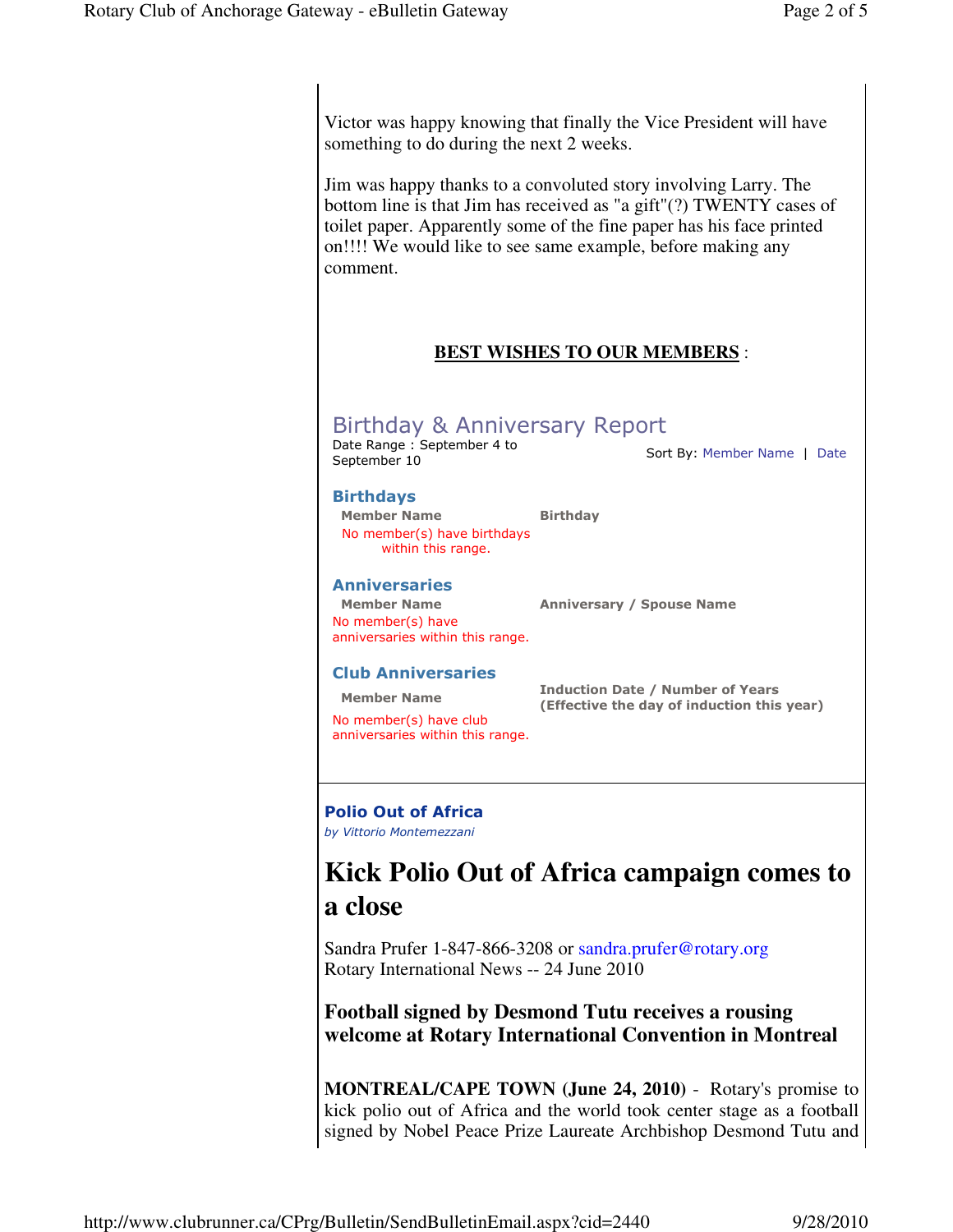Victor was happy knowing that finally the Vice President will have something to do during the next 2 weeks.

Jim was happy thanks to a convoluted story involving Larry. The bottom line is that Jim has received as "a gift"(?) TWENTY cases of toilet paper. Apparently some of the fine paper has his face printed on!!!! We would like to see same example, before making any comment.

**BEST WISHES TO OUR MEMBERS** :

## Birthday & Anniversary Report

Date Range : September 4 to September 10

Sort By: Member Name | Date

### Birthdays

| Member Name | Birthday |
|---|---|
| No member(s) have birthdays within this range. | |

### Anniversaries

| Member Name | Anniversary / Spouse Name |
|---|---|
| No member(s) have anniversaries within this range. | |

### Club Anniversaries

| Member Name | Induction Date / Number of Years (Effective the day of induction this year) |
|---|---|
| No member(s) have club anniversaries within this range. | |

**Polio Out of Africa**

*by Vittorio Montemezzani*

# Kick Polio Out of Africa campaign comes to a close

Sandra Prufer 1-847-866-3208 or sandra.prufer@rotary.org
Rotary International News -- 24 June 2010

### Football signed by Desmond Tutu receives a rousing welcome at Rotary International Convention in Montreal

**MONTREAL/CAPE TOWN (June 24, 2010)** - Rotary's promise to kick polio out of Africa and the world took center stage as a football signed by Nobel Peace Prize Laureate Archbishop Desmond Tutu and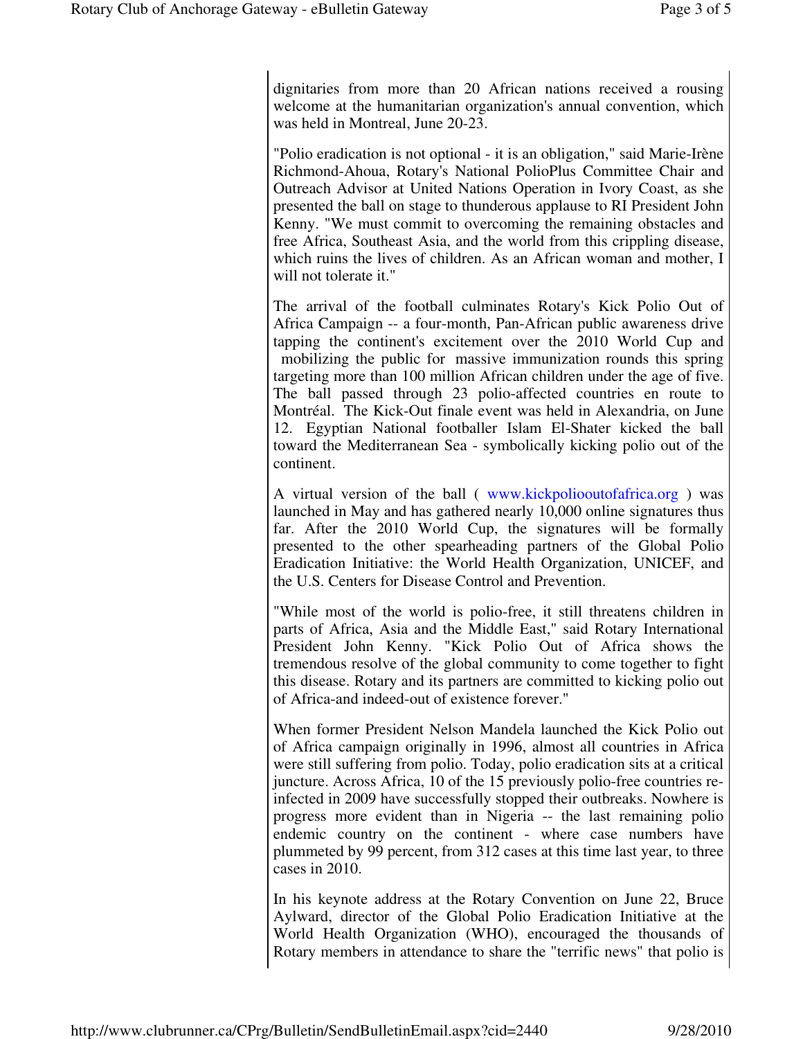dignitaries from more than 20 African nations received a rousing welcome at the humanitarian organization's annual convention, which was held in Montreal, June 20-23.

"Polio eradication is not optional - it is an obligation," said Marie-Irène Richmond-Ahoua, Rotary's National PolioPlus Committee Chair and Outreach Advisor at United Nations Operation in Ivory Coast, as she presented the ball on stage to thunderous applause to RI President John Kenny. "We must commit to overcoming the remaining obstacles and free Africa, Southeast Asia, and the world from this crippling disease, which ruins the lives of children. As an African woman and mother, I will not tolerate it."

The arrival of the football culminates Rotary's Kick Polio Out of Africa Campaign -- a four-month, Pan-African public awareness drive tapping the continent's excitement over the 2010 World Cup and mobilizing the public for massive immunization rounds this spring targeting more than 100 million African children under the age of five. The ball passed through 23 polio-affected countries en route to Montréal. The Kick-Out finale event was held in Alexandria, on June 12. Egyptian National footballer Islam El-Shater kicked the ball toward the Mediterranean Sea - symbolically kicking polio out of the continent.

A virtual version of the ball ( www.kickpoliooutofafrica.org ) was launched in May and has gathered nearly 10,000 online signatures thus far. After the 2010 World Cup, the signatures will be formally presented to the other spearheading partners of the Global Polio Eradication Initiative: the World Health Organization, UNICEF, and the U.S. Centers for Disease Control and Prevention.

"While most of the world is polio-free, it still threatens children in parts of Africa, Asia and the Middle East," said Rotary International President John Kenny. "Kick Polio Out of Africa shows the tremendous resolve of the global community to come together to fight this disease. Rotary and its partners are committed to kicking polio out of Africa-and indeed-out of existence forever."

When former President Nelson Mandela launched the Kick Polio out of Africa campaign originally in 1996, almost all countries in Africa were still suffering from polio. Today, polio eradication sits at a critical juncture. Across Africa, 10 of the 15 previously polio-free countries re-infected in 2009 have successfully stopped their outbreaks. Nowhere is progress more evident than in Nigeria -- the last remaining polio endemic country on the continent - where case numbers have plummeted by 99 percent, from 312 cases at this time last year, to three cases in 2010.

In his keynote address at the Rotary Convention on June 22, Bruce Aylward, director of the Global Polio Eradication Initiative at the World Health Organization (WHO), encouraged the thousands of Rotary members in attendance to share the "terrific news" that polio is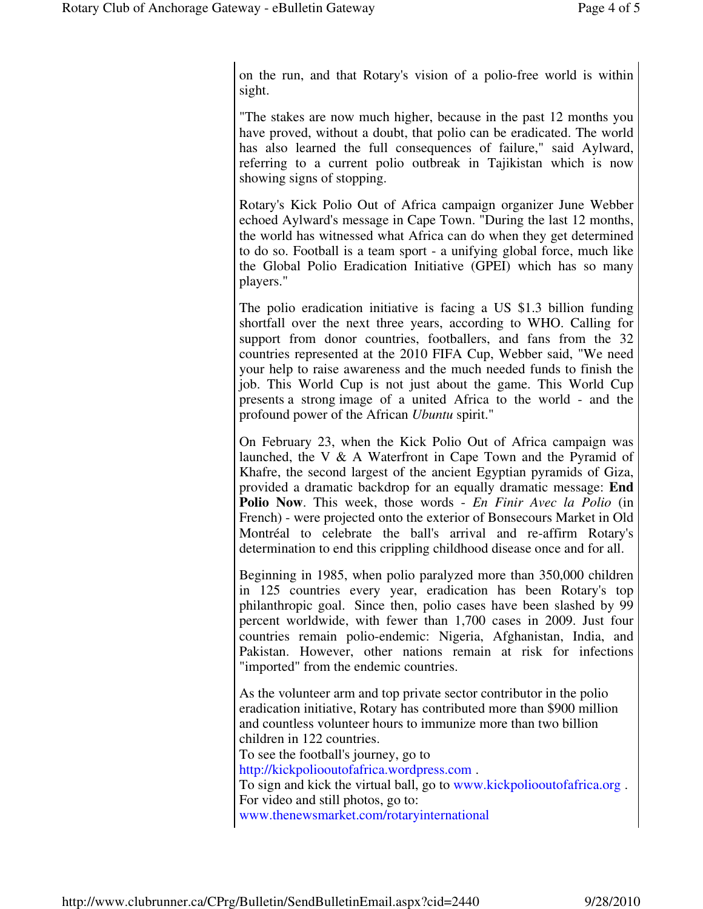on the run, and that Rotary's vision of a polio-free world is within sight.

"The stakes are now much higher, because in the past 12 months you have proved, without a doubt, that polio can be eradicated. The world has also learned the full consequences of failure," said Aylward, referring to a current polio outbreak in Tajikistan which is now showing signs of stopping.

Rotary's Kick Polio Out of Africa campaign organizer June Webber echoed Aylward's message in Cape Town. "During the last 12 months, the world has witnessed what Africa can do when they get determined to do so. Football is a team sport - a unifying global force, much like the Global Polio Eradication Initiative (GPEI) which has so many players."

The polio eradication initiative is facing a US $1.3 billion funding shortfall over the next three years, according to WHO. Calling for support from donor countries, footballers, and fans from the 32 countries represented at the 2010 FIFA Cup, Webber said, "We need your help to raise awareness and the much needed funds to finish the job. This World Cup is not just about the game. This World Cup presents a strong image of a united Africa to the world - and the profound power of the African *Ubuntu* spirit."

On February 23, when the Kick Polio Out of Africa campaign was launched, the V & A Waterfront in Cape Town and the Pyramid of Khafre, the second largest of the ancient Egyptian pyramids of Giza, provided a dramatic backdrop for an equally dramatic message: **End Polio Now**. This week, those words - *En Finir Avec la Polio* (in French) - were projected onto the exterior of Bonsecours Market in Old Montréal to celebrate the ball's arrival and re-affirm Rotary's determination to end this crippling childhood disease once and for all.

Beginning in 1985, when polio paralyzed more than 350,000 children in 125 countries every year, eradication has been Rotary's top philanthropic goal. Since then, polio cases have been slashed by 99 percent worldwide, with fewer than 1,700 cases in 2009. Just four countries remain polio-endemic: Nigeria, Afghanistan, India, and Pakistan. However, other nations remain at risk for infections "imported" from the endemic countries.

As the volunteer arm and top private sector contributor in the polio eradication initiative, Rotary has contributed more than $900 million and countless volunteer hours to immunize more than two billion children in 122 countries.
To see the football's journey, go to
http://kickpoliooutofafrica.wordpress.com .
To sign and kick the virtual ball, go to www.kickpoliooutofafrica.org .
For video and still photos, go to:
www.thenewsmarket.com/rotaryinternational